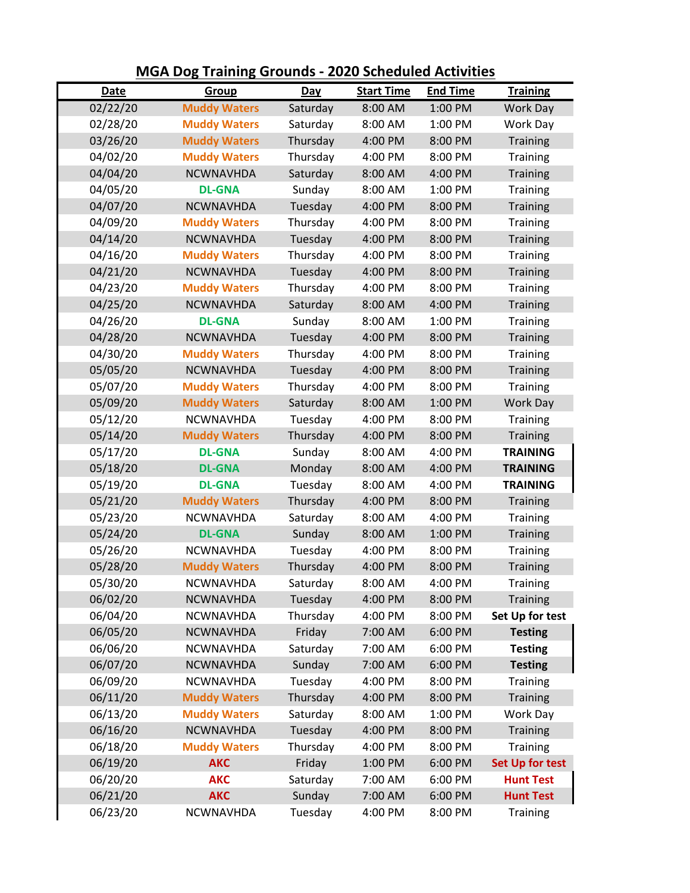## MGA Dog Training Grounds - 2020 Scheduled Activities

| Date | Group | Day | Start Time | End Time | Training |
|---|---|---|---|---|---|
| 02/22/20 | Muddy Waters | Saturday | 8:00 AM | 1:00 PM | Work Day |
| 02/28/20 | Muddy Waters | Saturday | 8:00 AM | 1:00 PM | Work Day |
| 03/26/20 | Muddy Waters | Thursday | 4:00 PM | 8:00 PM | Training |
| 04/02/20 | Muddy Waters | Thursday | 4:00 PM | 8:00 PM | Training |
| 04/04/20 | NCWNAVHDA | Saturday | 8:00 AM | 4:00 PM | Training |
| 04/05/20 | DL-GNA | Sunday | 8:00 AM | 1:00 PM | Training |
| 04/07/20 | NCWNAVHDA | Tuesday | 4:00 PM | 8:00 PM | Training |
| 04/09/20 | Muddy Waters | Thursday | 4:00 PM | 8:00 PM | Training |
| 04/14/20 | NCWNAVHDA | Tuesday | 4:00 PM | 8:00 PM | Training |
| 04/16/20 | Muddy Waters | Thursday | 4:00 PM | 8:00 PM | Training |
| 04/21/20 | NCWNAVHDA | Tuesday | 4:00 PM | 8:00 PM | Training |
| 04/23/20 | Muddy Waters | Thursday | 4:00 PM | 8:00 PM | Training |
| 04/25/20 | NCWNAVHDA | Saturday | 8:00 AM | 4:00 PM | Training |
| 04/26/20 | DL-GNA | Sunday | 8:00 AM | 1:00 PM | Training |
| 04/28/20 | NCWNAVHDA | Tuesday | 4:00 PM | 8:00 PM | Training |
| 04/30/20 | Muddy Waters | Thursday | 4:00 PM | 8:00 PM | Training |
| 05/05/20 | NCWNAVHDA | Tuesday | 4:00 PM | 8:00 PM | Training |
| 05/07/20 | Muddy Waters | Thursday | 4:00 PM | 8:00 PM | Training |
| 05/09/20 | Muddy Waters | Saturday | 8:00 AM | 1:00 PM | Work Day |
| 05/12/20 | NCWNAVHDA | Tuesday | 4:00 PM | 8:00 PM | Training |
| 05/14/20 | Muddy Waters | Thursday | 4:00 PM | 8:00 PM | Training |
| 05/17/20 | DL-GNA | Sunday | 8:00 AM | 4:00 PM | **TRAINING** |
| 05/18/20 | DL-GNA | Monday | 8:00 AM | 4:00 PM | **TRAINING** |
| 05/19/20 | DL-GNA | Tuesday | 8:00 AM | 4:00 PM | **TRAINING** |
| 05/21/20 | Muddy Waters | Thursday | 4:00 PM | 8:00 PM | Training |
| 05/23/20 | NCWNAVHDA | Saturday | 8:00 AM | 4:00 PM | Training |
| 05/24/20 | DL-GNA | Sunday | 8:00 AM | 1:00 PM | Training |
| 05/26/20 | NCWNAVHDA | Tuesday | 4:00 PM | 8:00 PM | Training |
| 05/28/20 | Muddy Waters | Thursday | 4:00 PM | 8:00 PM | Training |
| 05/30/20 | NCWNAVHDA | Saturday | 8:00 AM | 4:00 PM | Training |
| 06/02/20 | NCWNAVHDA | Tuesday | 4:00 PM | 8:00 PM | Training |
| 06/04/20 | NCWNAVHDA | Thursday | 4:00 PM | 8:00 PM | **Set Up for test** |
| 06/05/20 | NCWNAVHDA | Friday | 7:00 AM | 6:00 PM | **Testing** |
| 06/06/20 | NCWNAVHDA | Saturday | 7:00 AM | 6:00 PM | **Testing** |
| 06/07/20 | NCWNAVHDA | Sunday | 7:00 AM | 6:00 PM | **Testing** |
| 06/09/20 | NCWNAVHDA | Tuesday | 4:00 PM | 8:00 PM | Training |
| 06/11/20 | Muddy Waters | Thursday | 4:00 PM | 8:00 PM | Training |
| 06/13/20 | Muddy Waters | Saturday | 8:00 AM | 1:00 PM | Work Day |
| 06/16/20 | NCWNAVHDA | Tuesday | 4:00 PM | 8:00 PM | Training |
| 06/18/20 | Muddy Waters | Thursday | 4:00 PM | 8:00 PM | Training |
| 06/19/20 | AKC | Friday | 1:00 PM | 6:00 PM | **Set Up for test** |
| 06/20/20 | AKC | Saturday | 7:00 AM | 6:00 PM | **Hunt Test** |
| 06/21/20 | AKC | Sunday | 7:00 AM | 6:00 PM | **Hunt Test** |
| 06/23/20 | NCWNAVHDA | Tuesday | 4:00 PM | 8:00 PM | Training |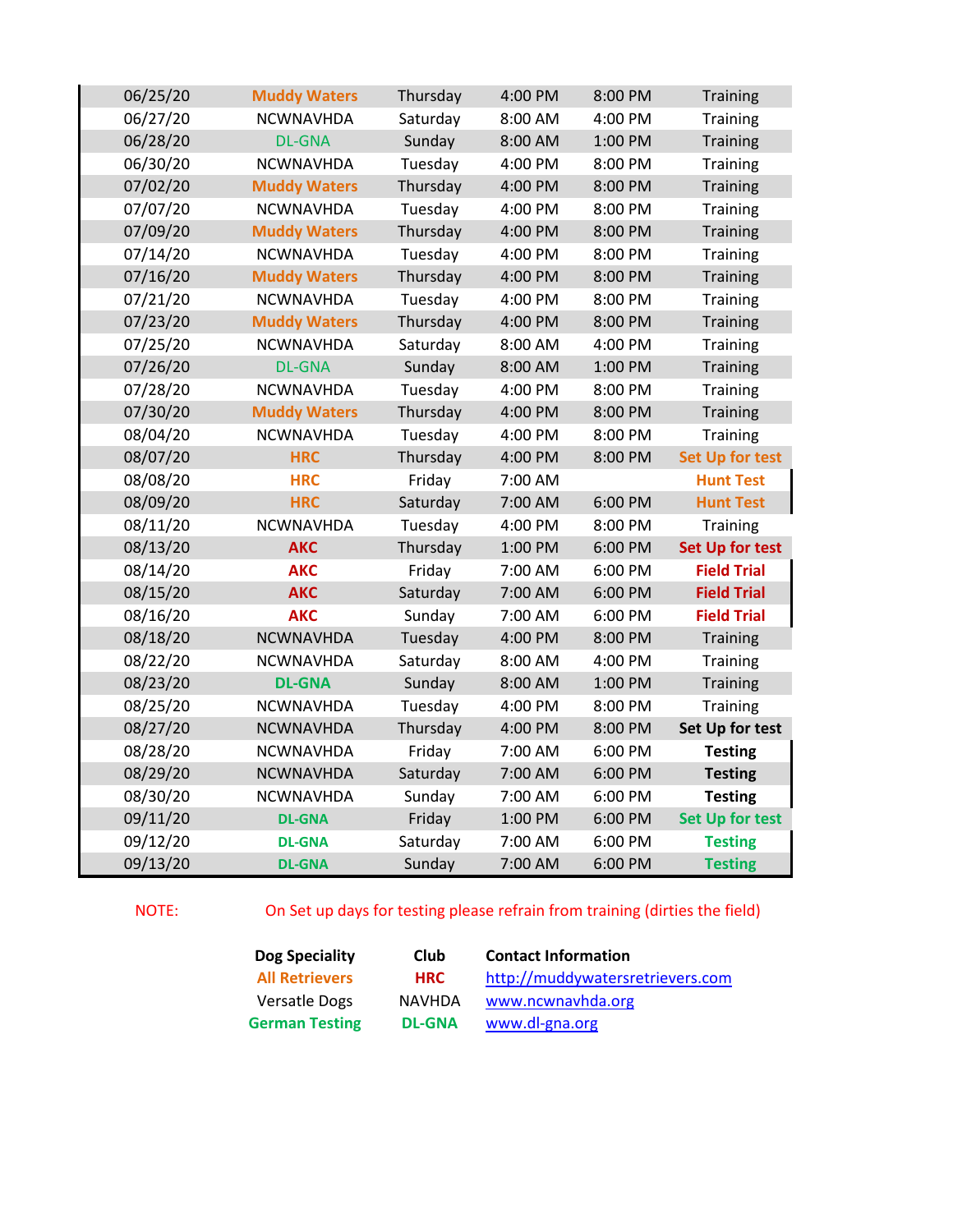| | | | | | |
|---|---|---|---|---|---|
| 06/25/20 | Muddy Waters | Thursday | 4:00 PM | 8:00 PM | Training |
| 06/27/20 | NCWNAVHDA | Saturday | 8:00 AM | 4:00 PM | Training |
| 06/28/20 | DL-GNA | Sunday | 8:00 AM | 1:00 PM | Training |
| 06/30/20 | NCWNAVHDA | Tuesday | 4:00 PM | 8:00 PM | Training |
| 07/02/20 | Muddy Waters | Thursday | 4:00 PM | 8:00 PM | Training |
| 07/07/20 | NCWNAVHDA | Tuesday | 4:00 PM | 8:00 PM | Training |
| 07/09/20 | Muddy Waters | Thursday | 4:00 PM | 8:00 PM | Training |
| 07/14/20 | NCWNAVHDA | Tuesday | 4:00 PM | 8:00 PM | Training |
| 07/16/20 | Muddy Waters | Thursday | 4:00 PM | 8:00 PM | Training |
| 07/21/20 | NCWNAVHDA | Tuesday | 4:00 PM | 8:00 PM | Training |
| 07/23/20 | Muddy Waters | Thursday | 4:00 PM | 8:00 PM | Training |
| 07/25/20 | NCWNAVHDA | Saturday | 8:00 AM | 4:00 PM | Training |
| 07/26/20 | DL-GNA | Sunday | 8:00 AM | 1:00 PM | Training |
| 07/28/20 | NCWNAVHDA | Tuesday | 4:00 PM | 8:00 PM | Training |
| 07/30/20 | Muddy Waters | Thursday | 4:00 PM | 8:00 PM | Training |
| 08/04/20 | NCWNAVHDA | Tuesday | 4:00 PM | 8:00 PM | Training |
| 08/07/20 | **HRC** | Thursday | 4:00 PM | 8:00 PM | **Set Up for test** |
| 08/08/20 | **HRC** | Friday | 7:00 AM | | **Hunt Test** |
| 08/09/20 | **HRC** | Saturday | 7:00 AM | 6:00 PM | **Hunt Test** |
| 08/11/20 | NCWNAVHDA | Tuesday | 4:00 PM | 8:00 PM | Training |
| 08/13/20 | **AKC** | Thursday | 1:00 PM | 6:00 PM | **Set Up for test** |
| 08/14/20 | **AKC** | Friday | 7:00 AM | 6:00 PM | **Field Trial** |
| 08/15/20 | **AKC** | Saturday | 7:00 AM | 6:00 PM | **Field Trial** |
| 08/16/20 | **AKC** | Sunday | 7:00 AM | 6:00 PM | **Field Trial** |
| 08/18/20 | NCWNAVHDA | Tuesday | 4:00 PM | 8:00 PM | Training |
| 08/22/20 | NCWNAVHDA | Saturday | 8:00 AM | 4:00 PM | Training |
| 08/23/20 | **DL-GNA** | Sunday | 8:00 AM | 1:00 PM | Training |
| 08/25/20 | NCWNAVHDA | Tuesday | 4:00 PM | 8:00 PM | Training |
| 08/27/20 | NCWNAVHDA | Thursday | 4:00 PM | 8:00 PM | **Set Up for test** |
| 08/28/20 | NCWNAVHDA | Friday | 7:00 AM | 6:00 PM | **Testing** |
| 08/29/20 | NCWNAVHDA | Saturday | 7:00 AM | 6:00 PM | **Testing** |
| 08/30/20 | NCWNAVHDA | Sunday | 7:00 AM | 6:00 PM | **Testing** |
| 09/11/20 | **DL-GNA** | Friday | 1:00 PM | 6:00 PM | **Set Up for test** |
| 09/12/20 | **DL-GNA** | Saturday | 7:00 AM | 6:00 PM | **Testing** |
| 09/13/20 | **DL-GNA** | Sunday | 7:00 AM | 6:00 PM | **Testing** |

NOTE: On Set up days for testing please refrain from training (dirties the field)

| Dog Speciality | Club | Contact Information |
|---|---|---|
| **All Retrievers** | **HRC** | http://muddywatersretrievers.com |
| Versatle Dogs | NAVHDA | www.ncwnavhda.org |
| **German Testing** | **DL-GNA** | www.dl-gna.org |